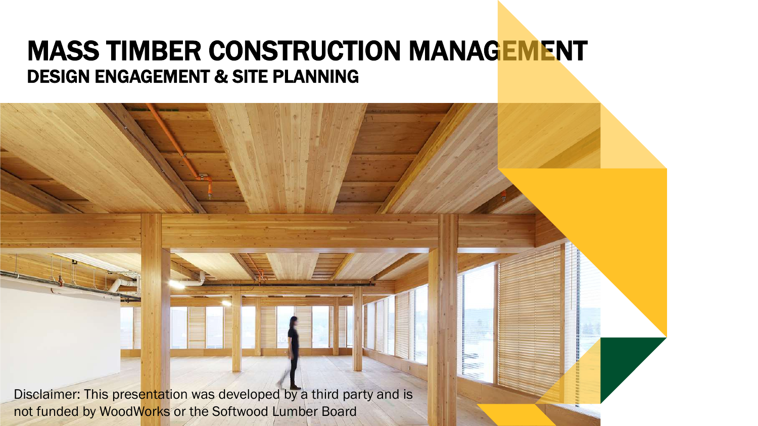# MASS TIMBER CONSTRUCTION MANAGEMENT

## DESIGN ENGAGEMENT & SITE PLANNING

Disclaimer: This presentation was developed by a third party and is not funded by WoodWorks or the Softwood Lumber Board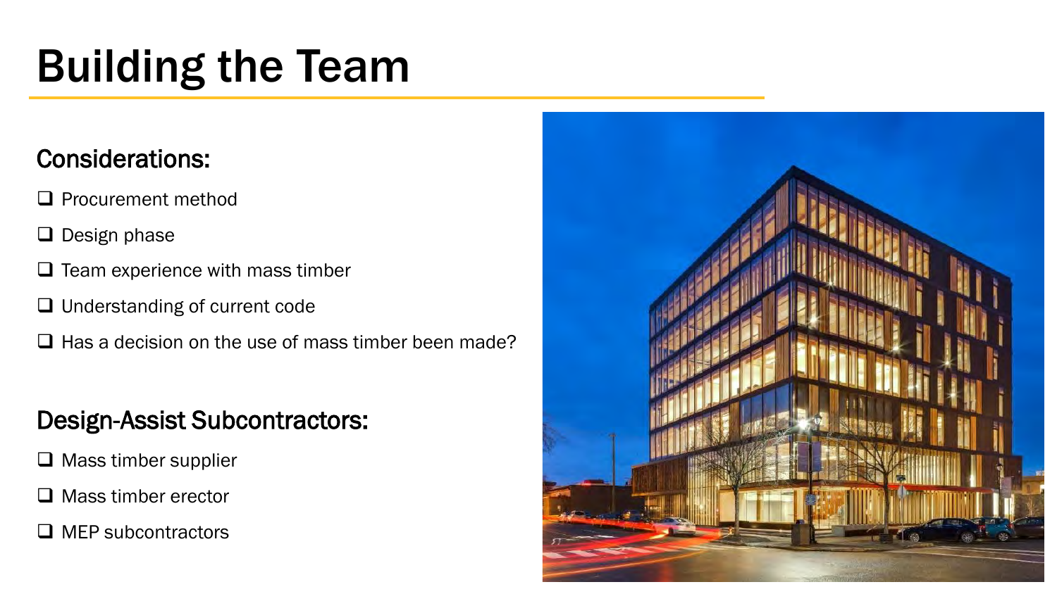# Building the Team

## Considerations:

- [ ] Procurement method
- [ ] Design phase
- [ ] Team experience with mass timber
- [ ] Understanding of current code
- [ ] Has a decision on the use of mass timber been made?

## Design-Assist Subcontractors:

- [ ] Mass timber supplier
- [ ] Mass timber erector
- [ ] MEP subcontractors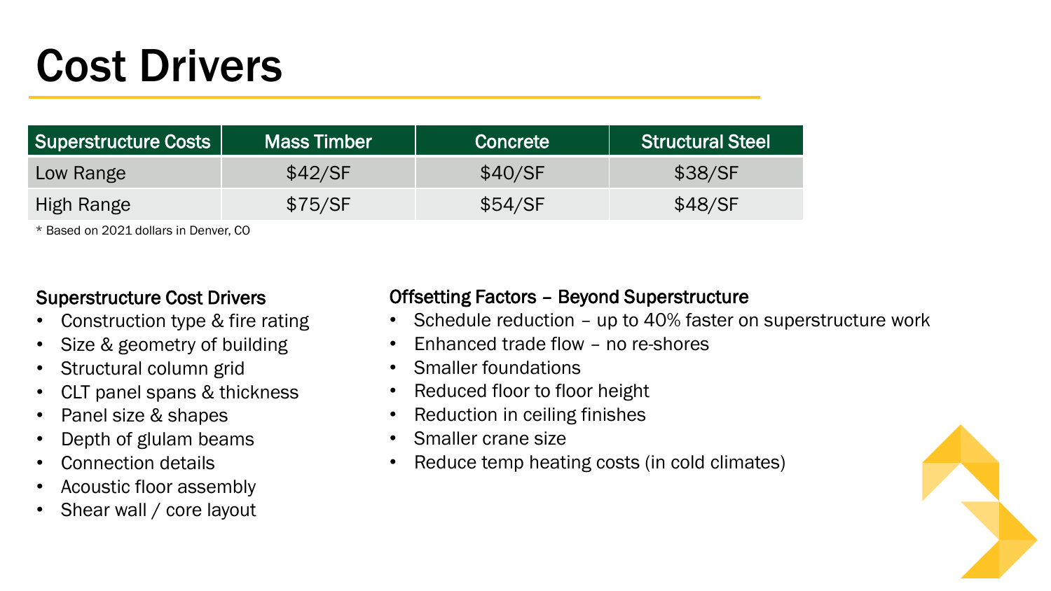# Cost Drivers

| Superstructure Costs | Mass Timber | Concrete | Structural Steel |
|---|---|---|---|
| Low Range | $42/SF | $40/SF | $38/SF |
| High Range | $75/SF | $54/SF | $48/SF |

* Based on 2021 dollars in Denver, CO

### Superstructure Cost Drivers

- Construction type & fire rating
- Size & geometry of building
- Structural column grid
- CLT panel spans & thickness
- Panel size & shapes
- Depth of glulam beams
- Connection details
- Acoustic floor assembly
- Shear wall / core layout

### Offsetting Factors – Beyond Superstructure

- Schedule reduction – up to 40% faster on superstructure work
- Enhanced trade flow – no re-shores
- Smaller foundations
- Reduced floor to floor height
- Reduction in ceiling finishes
- Smaller crane size
- Reduce temp heating costs (in cold climates)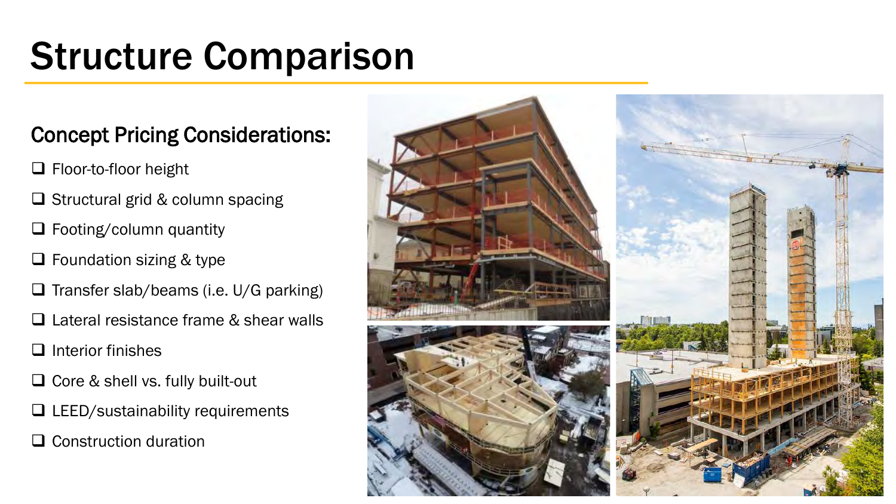# Structure Comparison

## Concept Pricing Considerations:

- ☐ Floor-to-floor height
- ☐ Structural grid & column spacing
- ☐ Footing/column quantity
- ☐ Foundation sizing & type
- ☐ Transfer slab/beams (i.e. U/G parking)
- ☐ Lateral resistance frame & shear walls
- ☐ Interior finishes
- ☐ Core & shell vs. fully built-out
- ☐ LEED/sustainability requirements
- ☐ Construction duration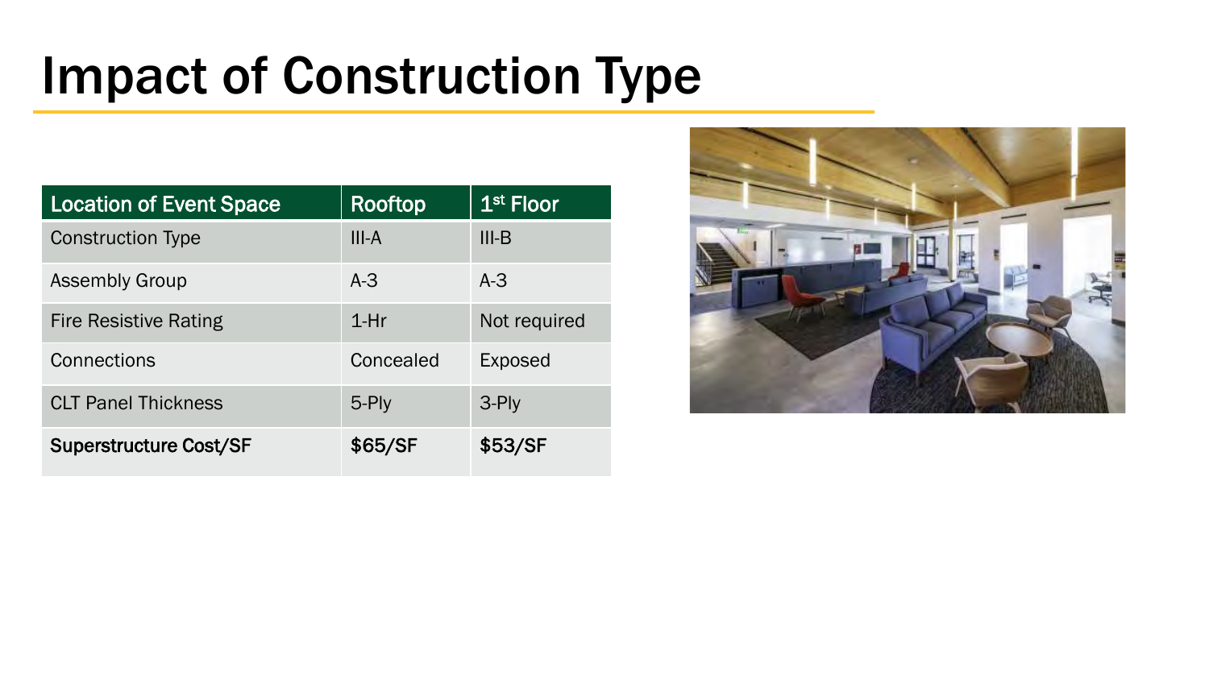# Impact of Construction Type

| Location of Event Space | Rooftop | 1st Floor |
|---|---|---|
| Construction Type | III-A | III-B |
| Assembly Group | A-3 | A-3 |
| Fire Resistive Rating | 1-Hr | Not required |
| Connections | Concealed | Exposed |
| CLT Panel Thickness | 5-Ply | 3-Ply |
| **Superstructure Cost/SF** | **$65/SF** | **$53/SF** |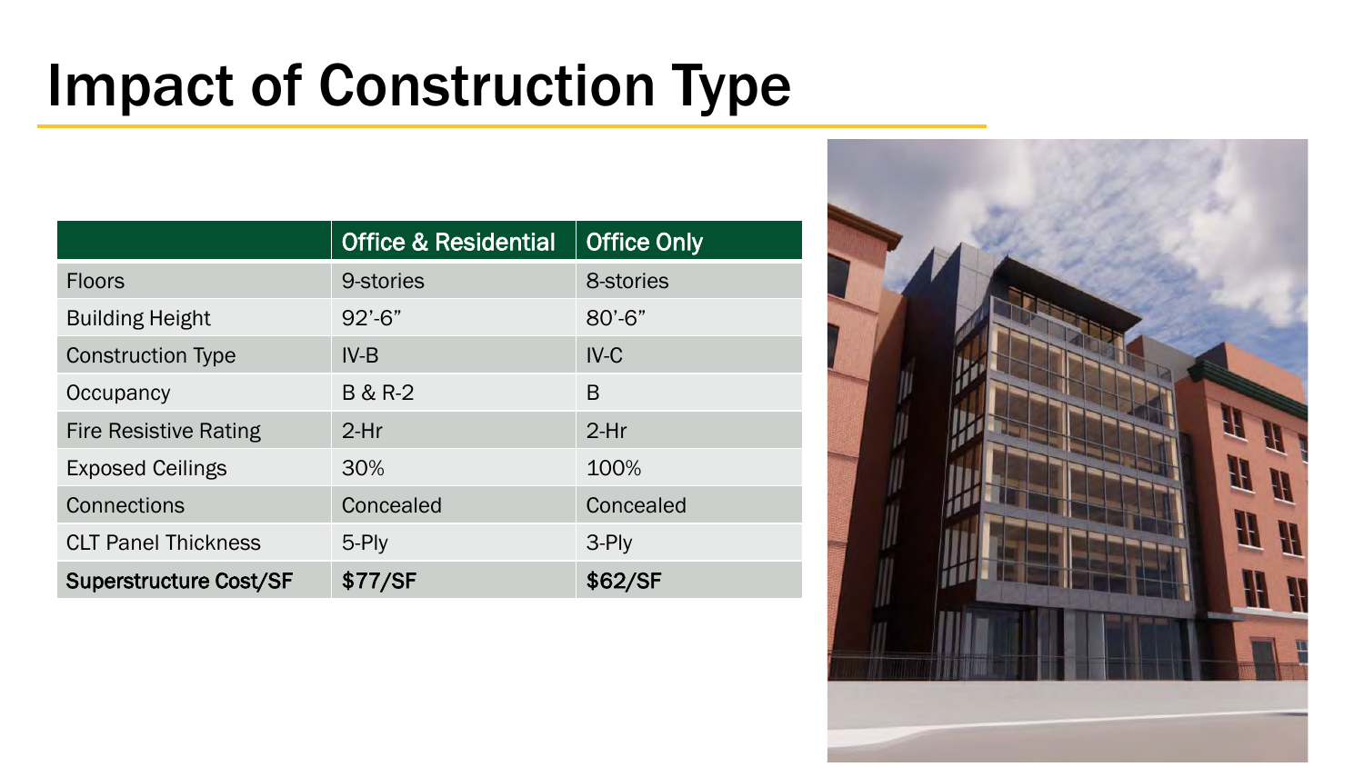# Impact of Construction Type

| | Office & Residential | Office Only |
|---|---|---|
| Floors | 9-stories | 8-stories |
| Building Height | 92'-6" | 80'-6" |
| Construction Type | IV-B | IV-C |
| Occupancy | B & R-2 | B |
| Fire Resistive Rating | 2-Hr | 2-Hr |
| Exposed Ceilings | 30% | 100% |
| Connections | Concealed | Concealed |
| CLT Panel Thickness | 5-Ply | 3-Ply |
| **Superstructure Cost/SF** | **$77/SF** | **$62/SF** |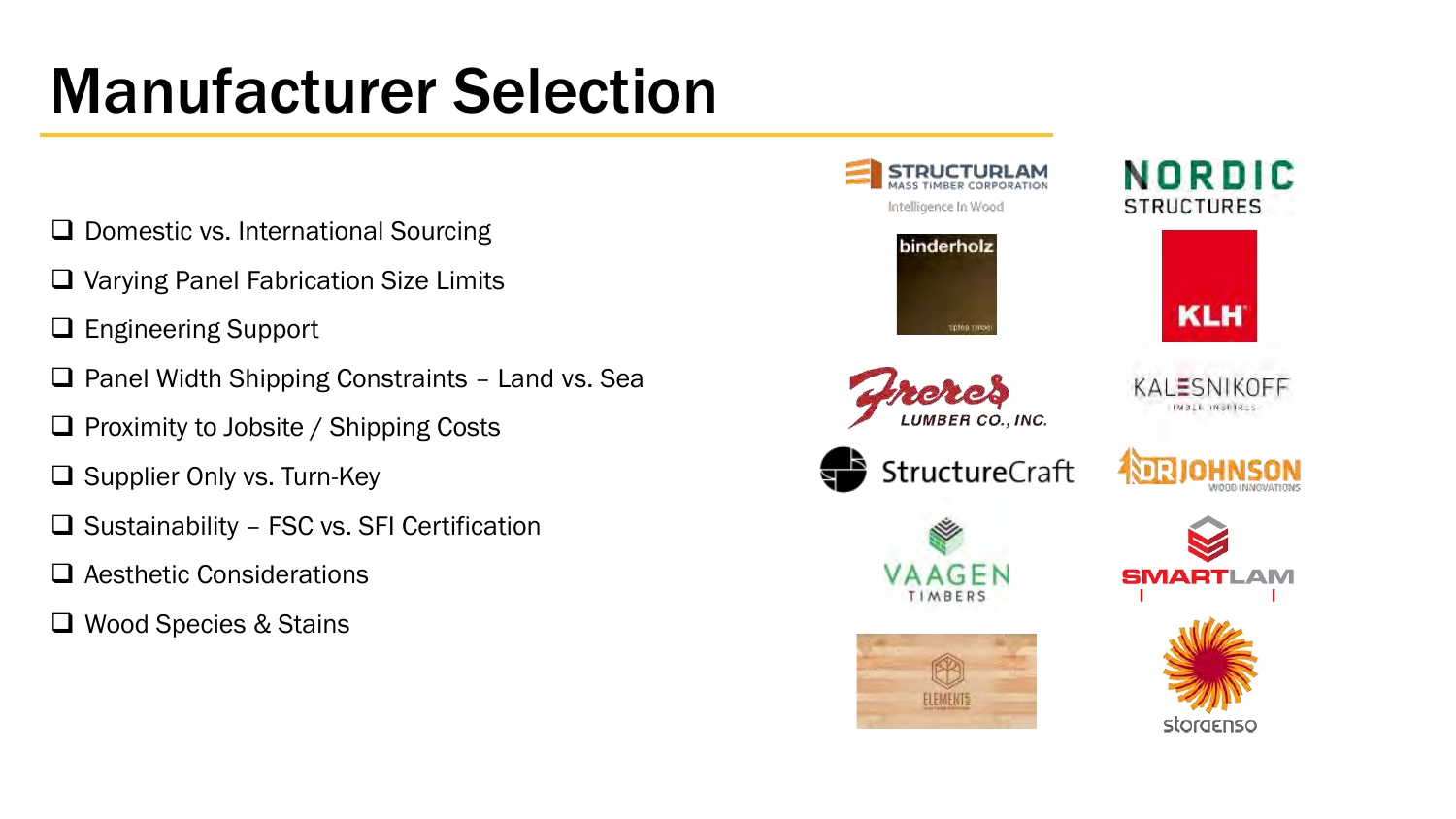# Manufacturer Selection

- [ ] Domestic vs. International Sourcing
- [ ] Varying Panel Fabrication Size Limits
- [ ] Engineering Support
- [ ] Panel Width Shipping Constraints – Land vs. Sea
- [ ] Proximity to Jobsite / Shipping Costs
- [ ] Supplier Only vs. Turn-Key
- [ ] Sustainability – FSC vs. SFI Certification
- [ ] Aesthetic Considerations
- [ ] Wood Species & Stains

STRUCTURLAM MASS TIMBER CORPORATION Intelligence In Wood

NORDIC STRUCTURES

binderholz

KLH

Freres LUMBER CO., INC.

KALESNIKOFF

StructureCraft

DR JOHNSON WOOD INNOVATIONS

VAAGEN TIMBERS

SMARTLAM

ELEMENT5

storaenso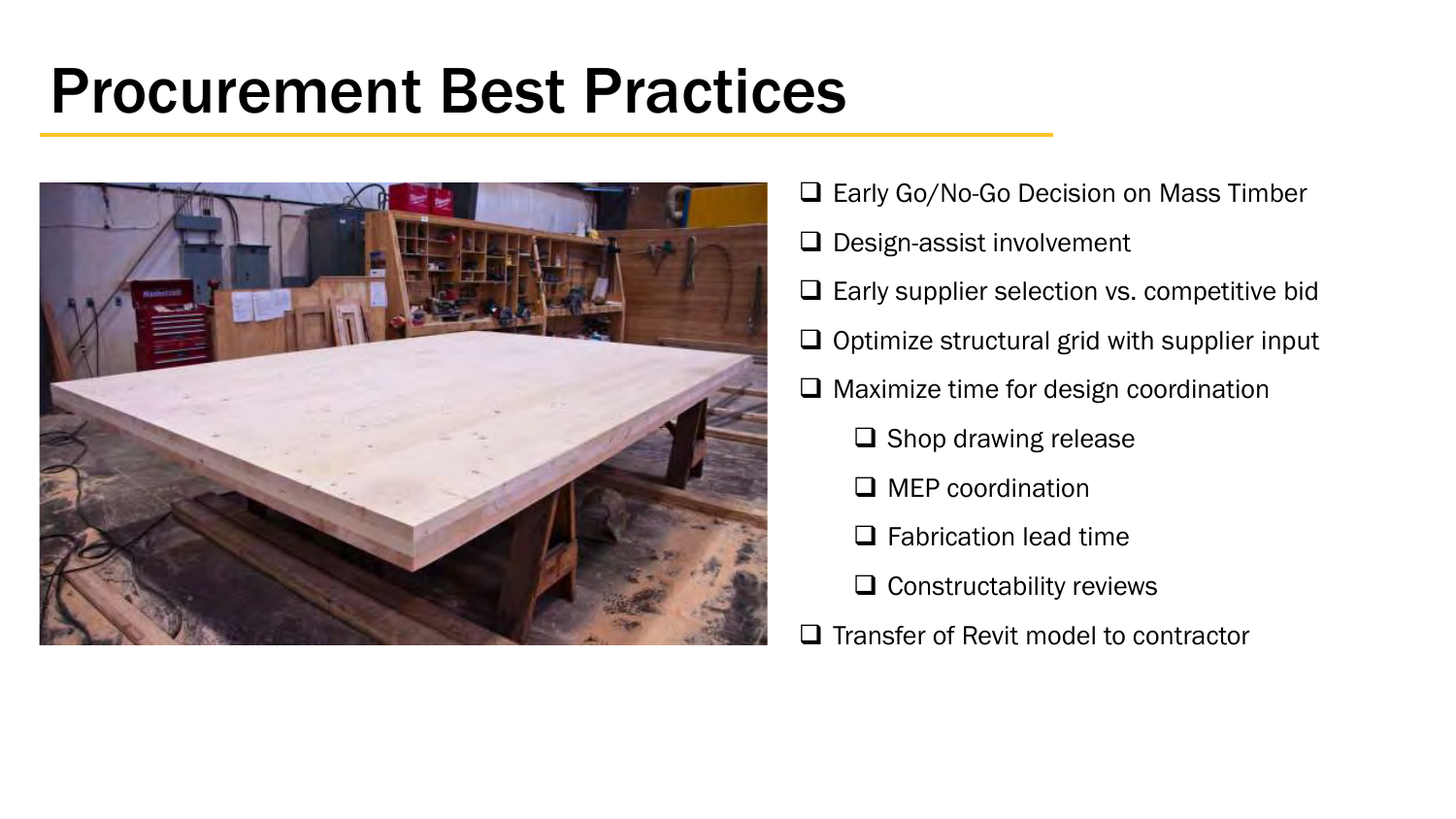# Procurement Best Practices

- [ ] Early Go/No-Go Decision on Mass Timber
- [ ] Design-assist involvement
- [ ] Early supplier selection vs. competitive bid
- [ ] Optimize structural grid with supplier input
- [ ] Maximize time for design coordination
    - [ ] Shop drawing release
    - [ ] MEP coordination
    - [ ] Fabrication lead time
    - [ ] Constructability reviews
- [ ] Transfer of Revit model to contractor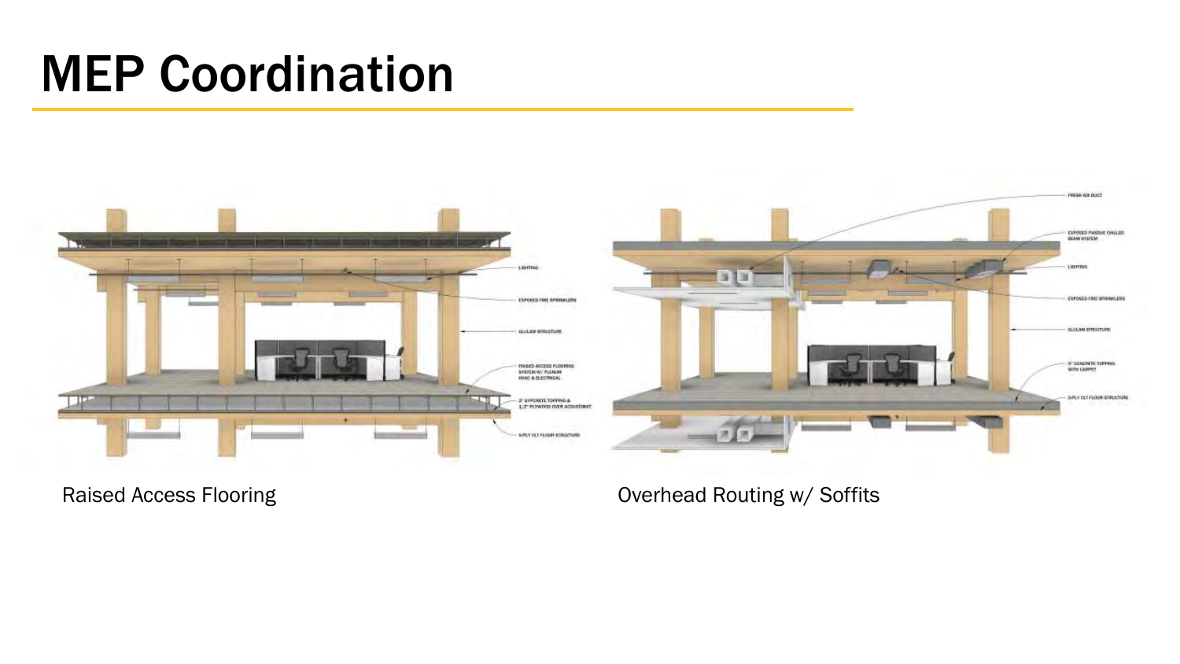# MEP Coordination

Raised Access Flooring

Overhead Routing w/ Soffits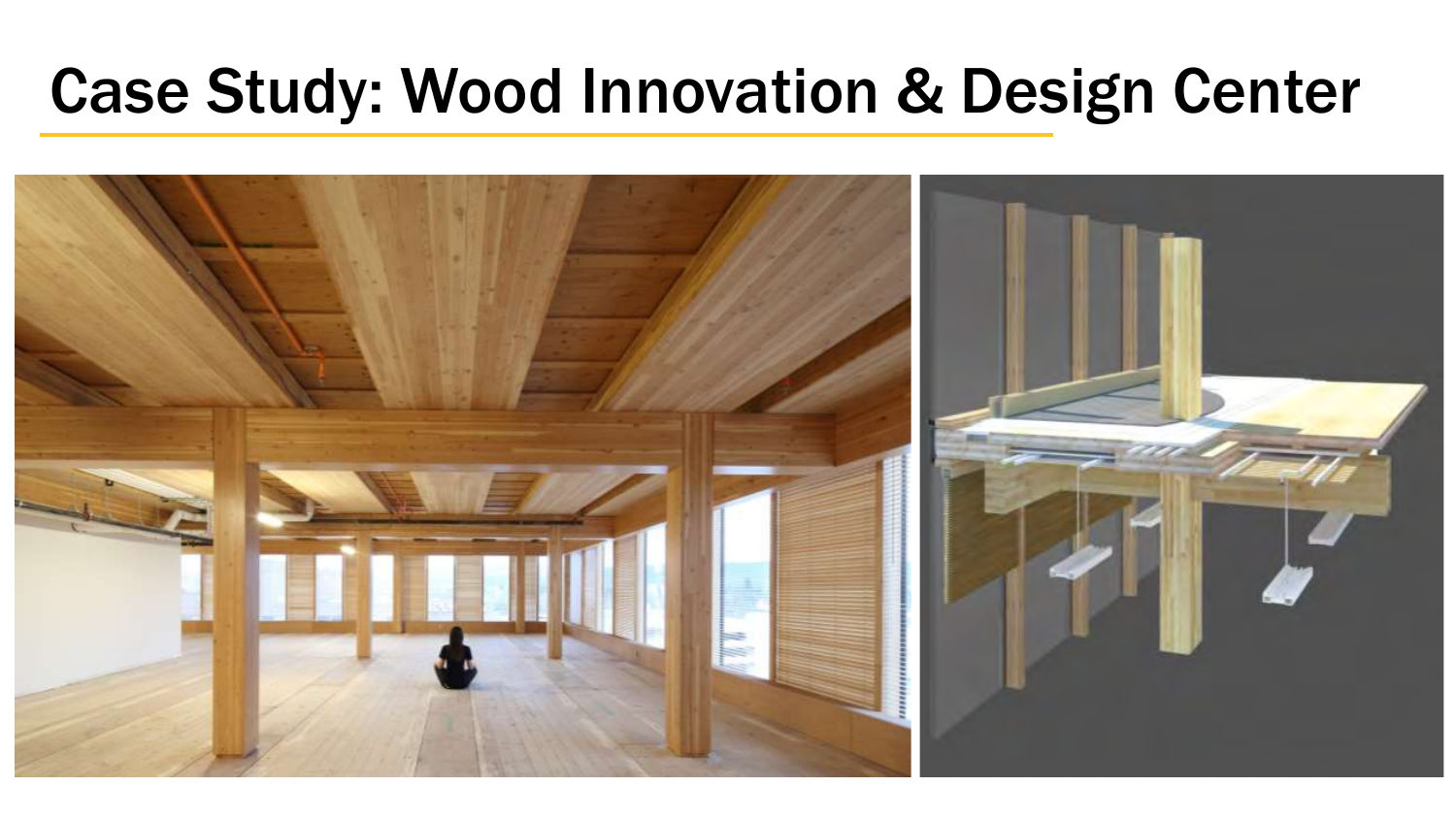# Case Study: Wood Innovation & Design Center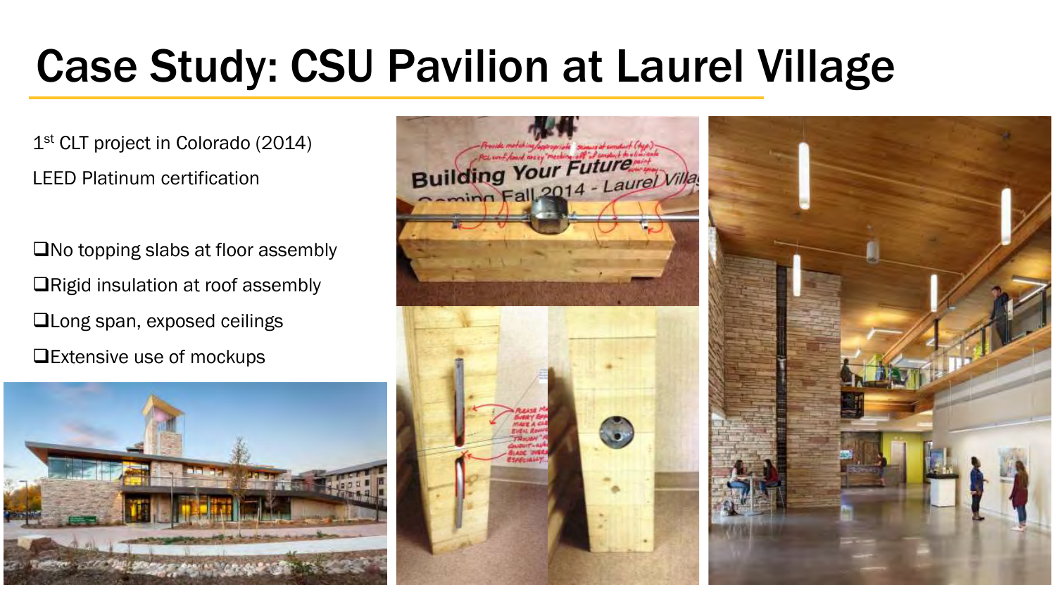# Case Study: CSU Pavilion at Laurel Village

1st CLT project in Colorado (2014)

LEED Platinum certification

- ❑No topping slabs at floor assembly
- ❑Rigid insulation at roof assembly
- ❑Long span, exposed ceilings
- ❑Extensive use of mockups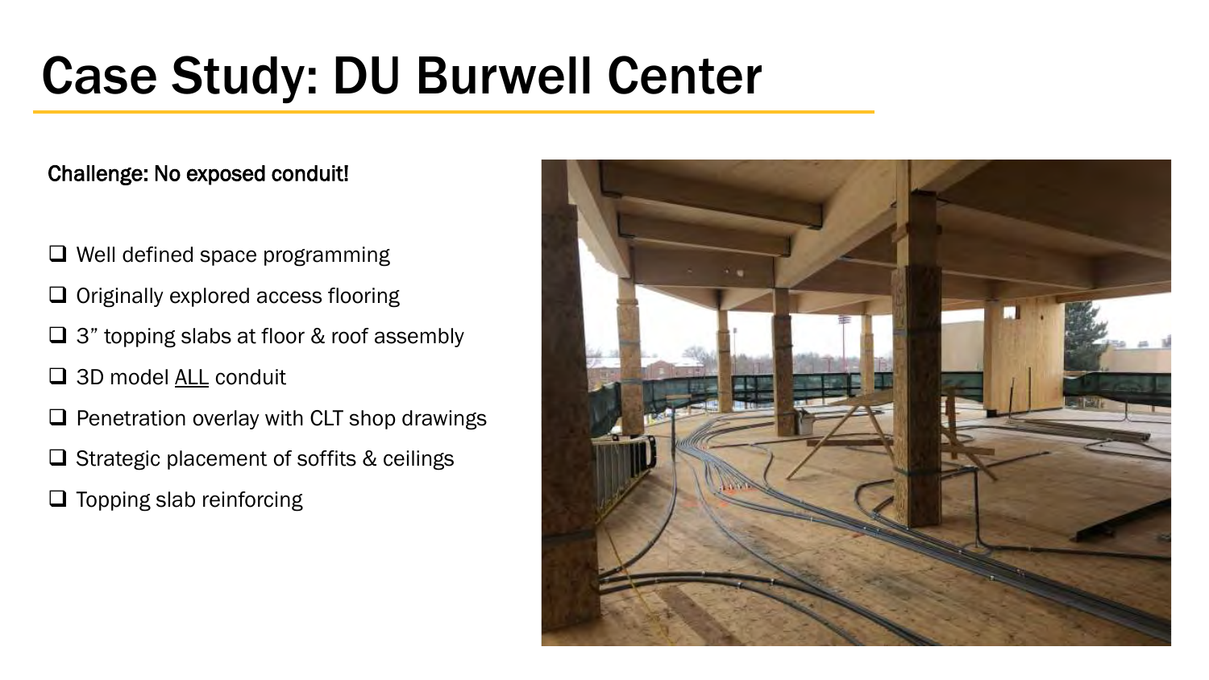# Case Study: DU Burwell Center

**Challenge: No exposed conduit!**

- ❑ Well defined space programming
- ❑ Originally explored access flooring
- ❑ 3" topping slabs at floor & roof assembly
- ❑ 3D model <u>ALL</u> conduit
- ❑ Penetration overlay with CLT shop drawings
- ❑ Strategic placement of soffits & ceilings
- ❑ Topping slab reinforcing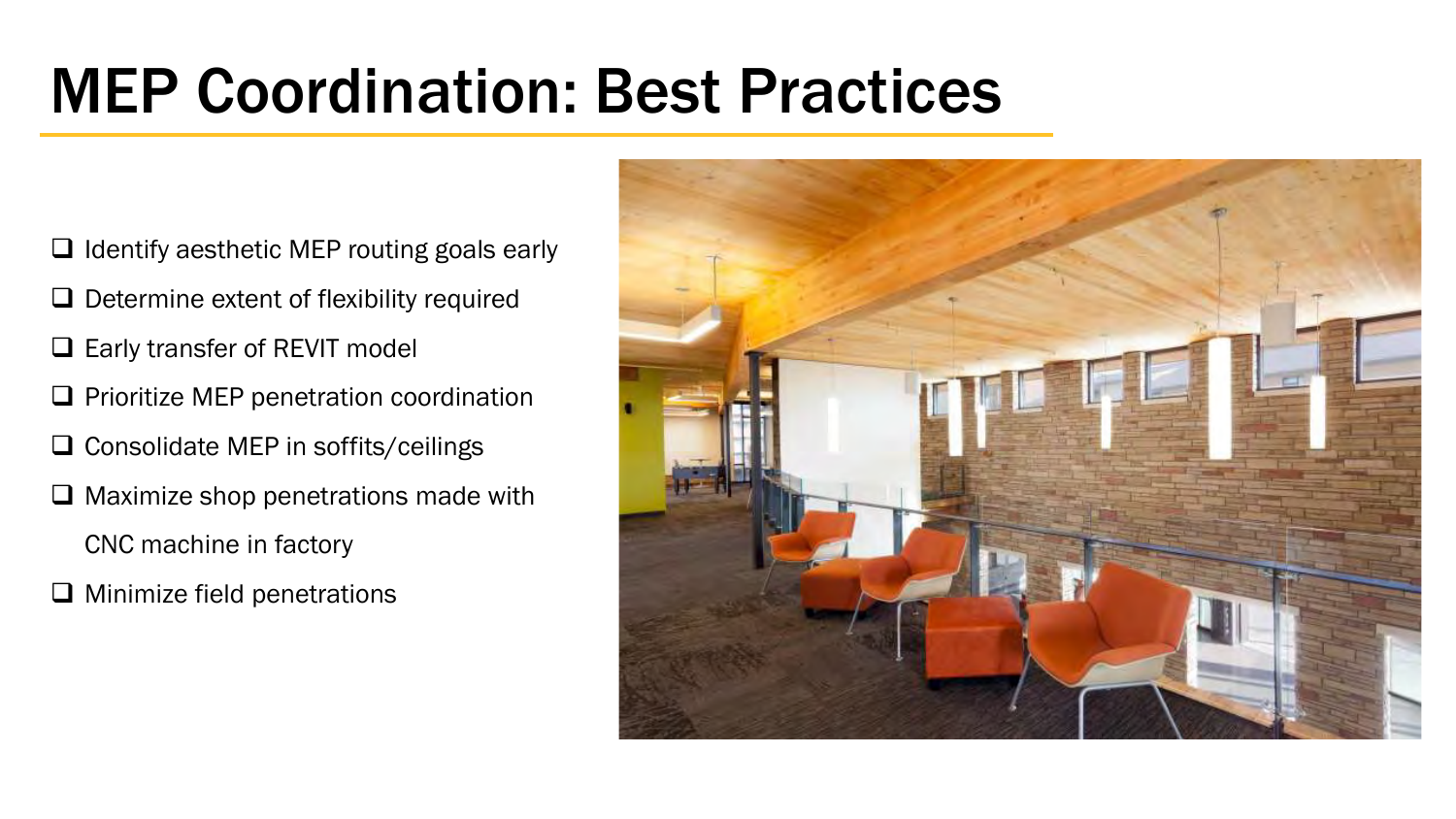# MEP Coordination: Best Practices

- Identify aesthetic MEP routing goals early
- Determine extent of flexibility required
- Early transfer of REVIT model
- Prioritize MEP penetration coordination
- Consolidate MEP in soffits/ceilings
- Maximize shop penetrations made with CNC machine in factory
- Minimize field penetrations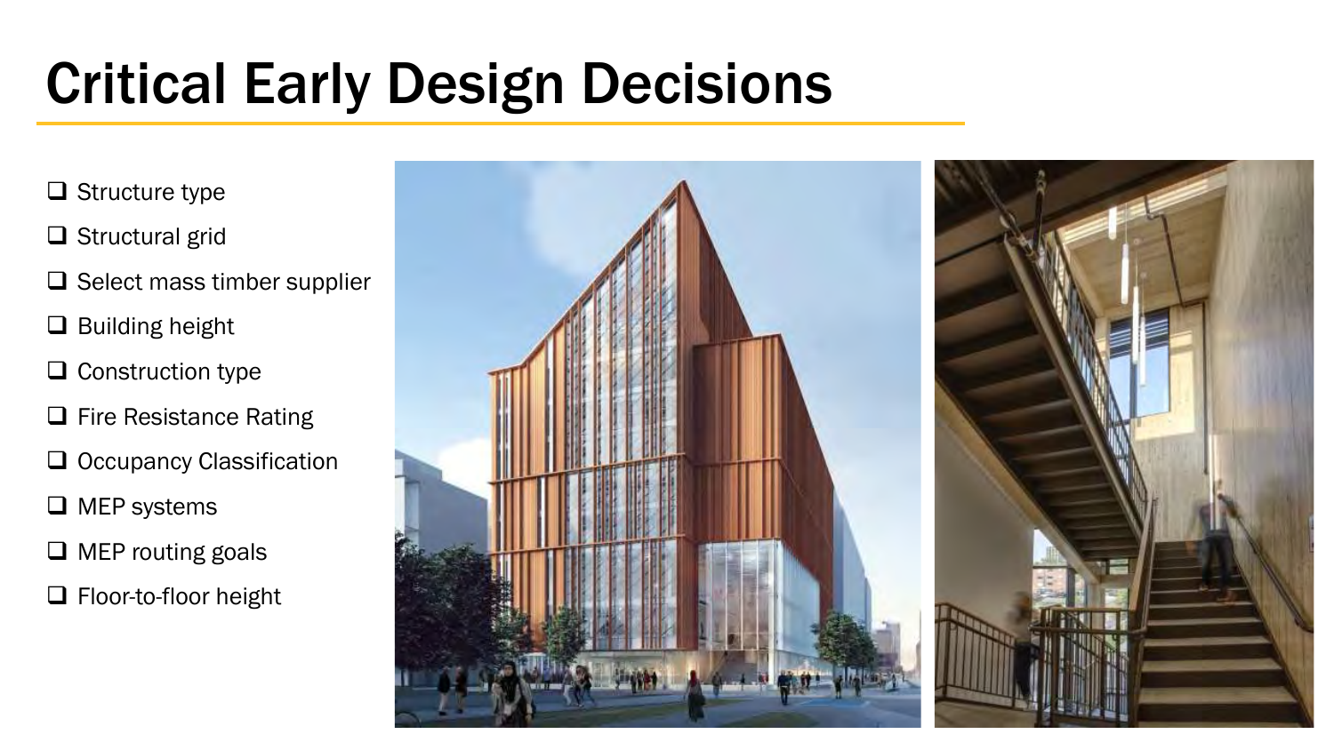# Critical Early Design Decisions

- [ ] Structure type
- [ ] Structural grid
- [ ] Select mass timber supplier
- [ ] Building height
- [ ] Construction type
- [ ] Fire Resistance Rating
- [ ] Occupancy Classification
- [ ] MEP systems
- [ ] MEP routing goals
- [ ] Floor-to-floor height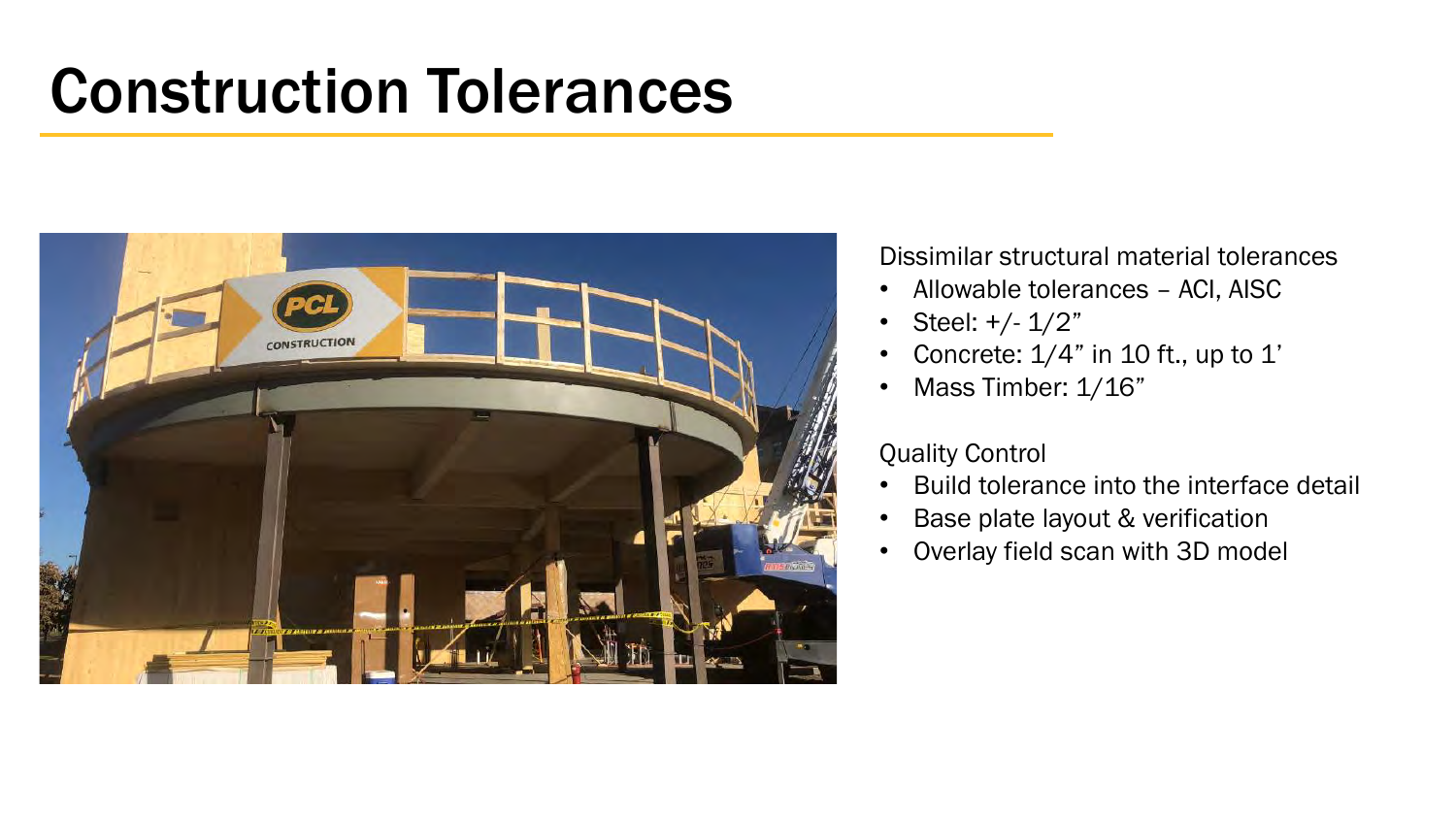# Construction Tolerances

Dissimilar structural material tolerances

- Allowable tolerances – ACI, AISC
- Steel: +/- 1/2”
- Concrete: 1/4” in 10 ft., up to 1’
- Mass Timber: 1/16”

Quality Control

- Build tolerance into the interface detail
- Base plate layout & verification
- Overlay field scan with 3D model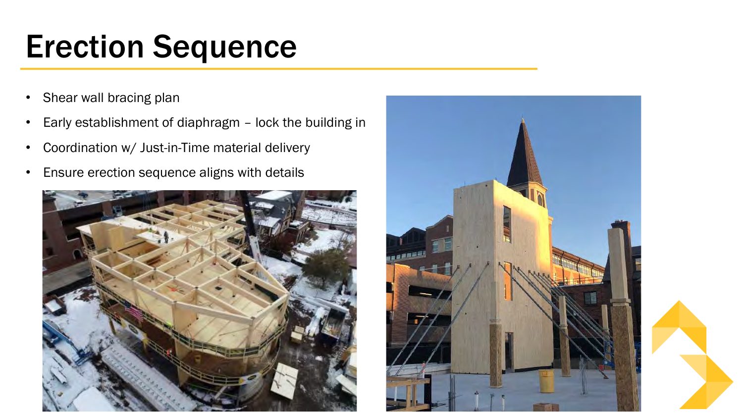# Erection Sequence

- Shear wall bracing plan
- Early establishment of diaphragm – lock the building in
- Coordination w/ Just-in-Time material delivery
- Ensure erection sequence aligns with details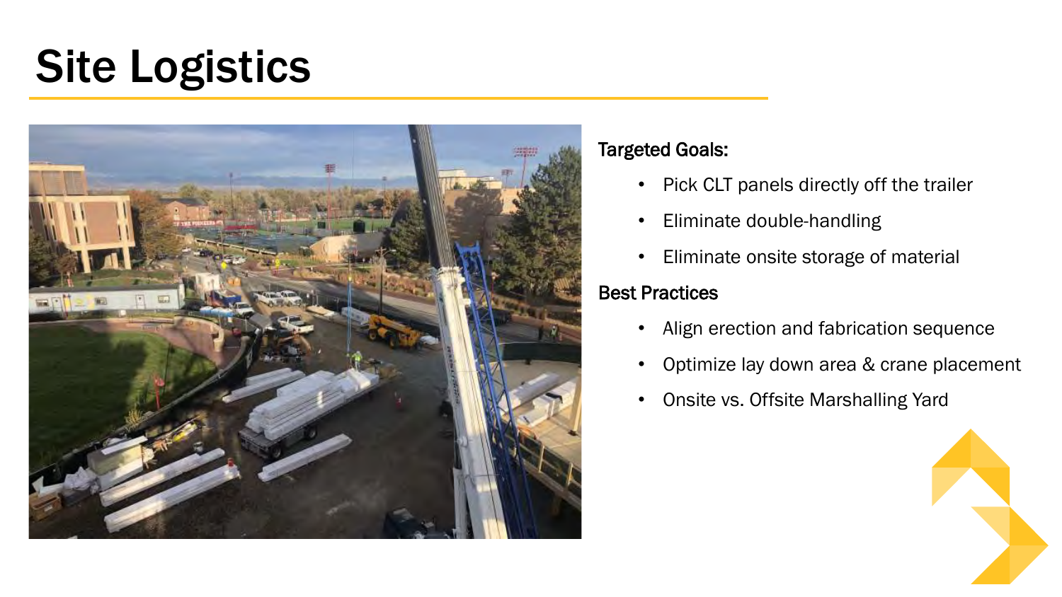# Site Logistics

**Targeted Goals:**

- Pick CLT panels directly off the trailer
- Eliminate double-handling
- Eliminate onsite storage of material

**Best Practices**

- Align erection and fabrication sequence
- Optimize lay down area & crane placement
- Onsite vs. Offsite Marshalling Yard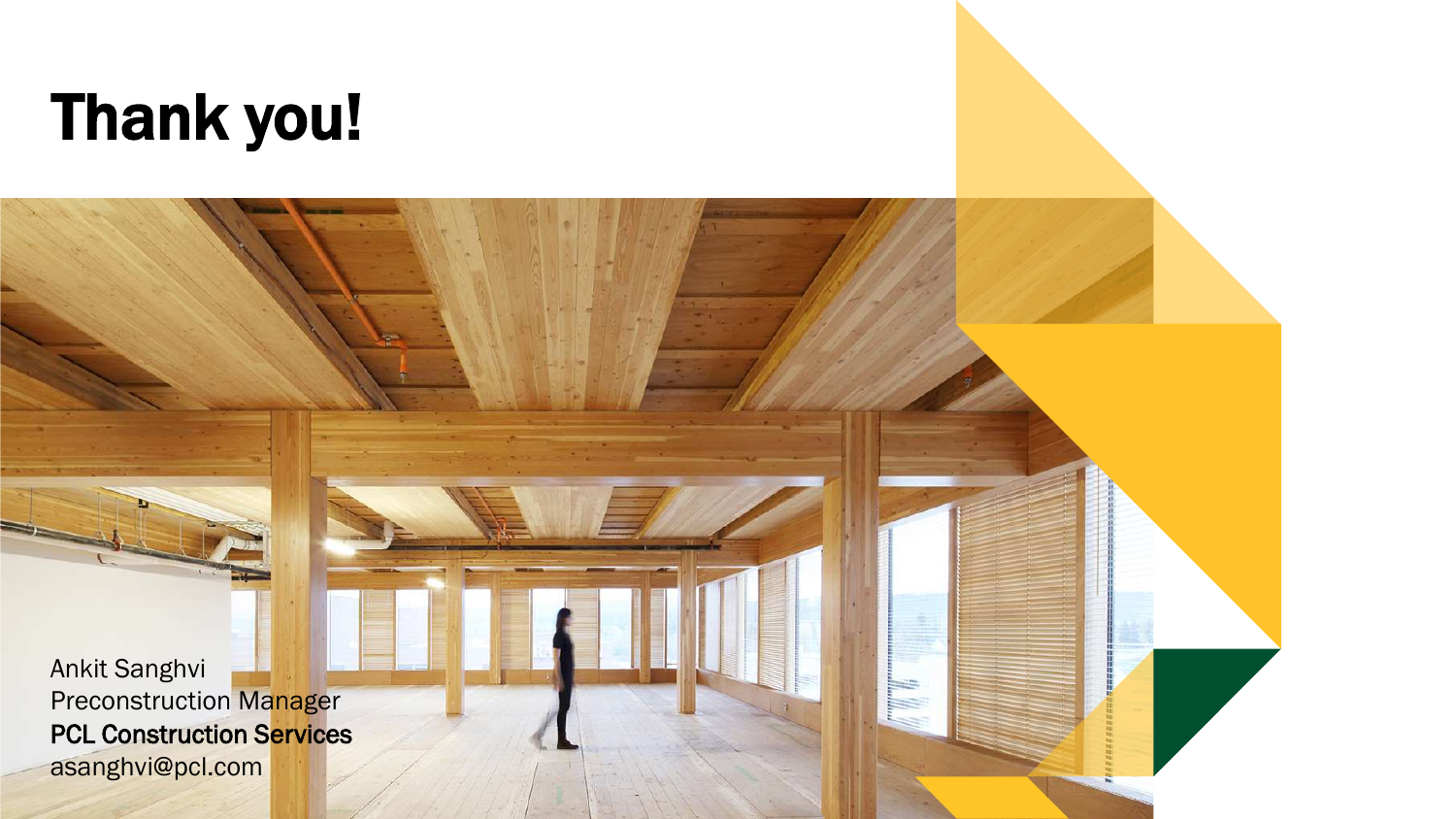# Thank you!

Ankit Sanghvi
Preconstruction Manager
**PCL Construction Services**
asanghvi@pcl.com